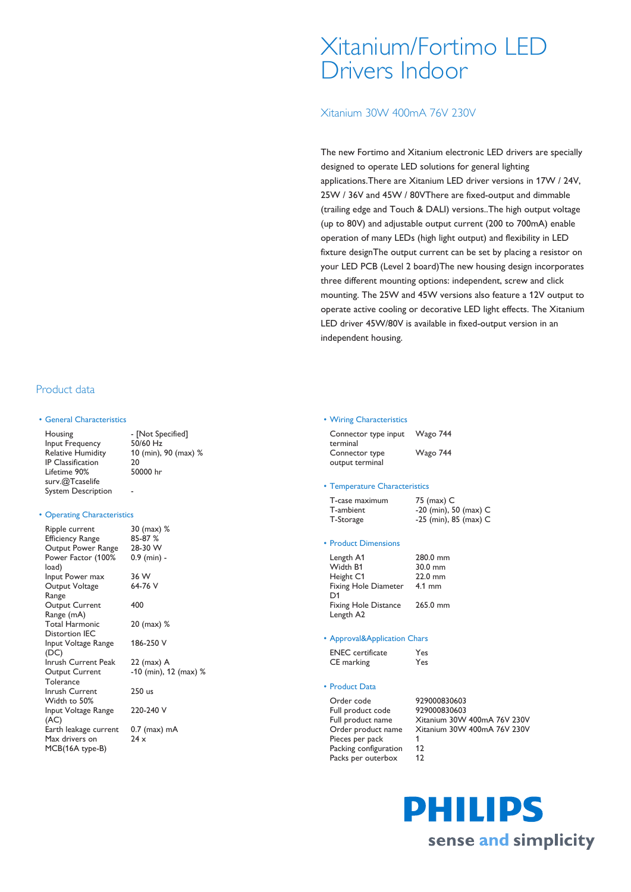# Xitanium/Fortimo LED Drivers Indoor

## Xitanium 30W 400mA 76V 230V

The new Fortimo and Xitanium electronic LED drivers are specially designed to operate LED solutions for general lighting applications.There are Xitanium LED driver versions in 17W / 24V, 25W / 36V and 45W / 80VThere are fixed-output and dimmable (trailing edge and Touch & DALI) versions..The high output voltage (up to 80V) and adjustable output current (200 to 700mA) enable operation of many LEDs (high light output) and flexibility in LED fixture designThe output current can be set by placing a resistor on your LED PCB (Level 2 board)The new housing design incorporates three different mounting options: independent, screw and click mounting. The 25W and 45W versions also feature a 12V output to operate active cooling or decorative LED light effects. The Xitanium LED driver 45W/80V is available in fixed-output version in an independent housing.

## Product data

### • General Characteristics

| | |
|---|---|
| Housing | - [Not Specified] |
| Input Frequency | 50/60 Hz |
| Relative Humidity | 10 (min), 90 (max) % |
| IP Classification | 20 |
| Lifetime 90% surv.@Tcaselife | 50000 hr |
| System Description | - |

### • Operating Characteristics

| | |
|---|---|
| Ripple current | 30 (max) % |
| Efficiency Range | 85-87 % |
| Output Power Range | 28-30 W |
| Power Factor (100% load) | 0.9 (min) - |
| Input Power max | 36 W |
| Output Voltage Range | 64-76 V |
| Output Current Range (mA) | 400 |
| Total Harmonic Distortion IEC | 20 (max) % |
| Input Voltage Range (DC) | 186-250 V |
| Inrush Current Peak | 22 (max) A |
| Output Current Tolerance | -10 (min), 12 (max) % |
| Inrush Current Width to 50% | 250 us |
| Input Voltage Range (AC) | 220-240 V |
| Earth leakage current | 0.7 (max) mA |
| Max drivers on MCB(16A type-B) | 24 x |

### • Wiring Characteristics

| | |
|---|---|
| Connector type input terminal | Wago 744 |
| Connector type output terminal | Wago 744 |

### • Temperature Characteristics

| | |
|---|---|
| T-case maximum | 75 (max) C |
| T-ambient | -20 (min), 50 (max) C |
| T-Storage | -25 (min), 85 (max) C |

### • Product Dimensions

| | |
|---|---|
| Length A1 | 280.0 mm |
| Width B1 | 30.0 mm |
| Height C1 | 22.0 mm |
| Fixing Hole Diameter D1 | 4.1 mm |
| Fixing Hole Distance Length A2 | 265.0 mm |

### • Approval&Application Chars

| | |
|---|---|
| ENEC certificate | Yes |
| CE marking | Yes |

### • Product Data

| | |
|---|---|
| Order code | 929000830603 |
| Full product code | 929000830603 |
| Full product name | Xitanium 30W 400mA 76V 230V |
| Order product name | Xitanium 30W 400mA 76V 230V |
| Pieces per pack | 1 |
| Packing configuration | 12 |
| Packs per outerbox | 12 |

PHILIPS

sense and simplicity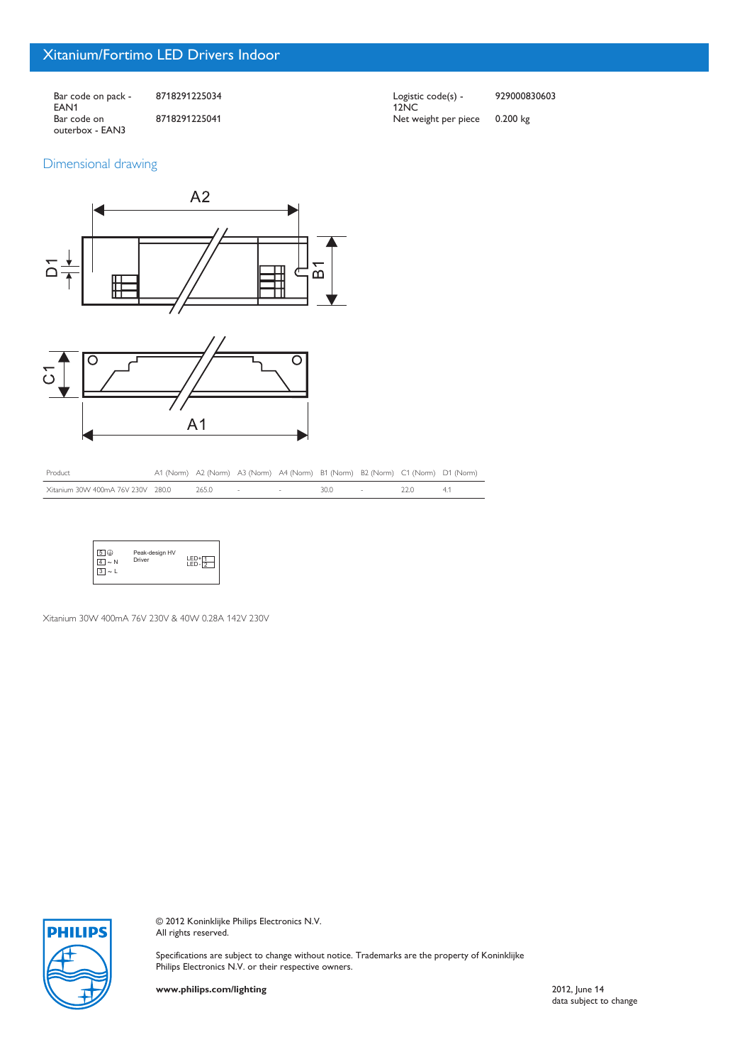# Xitanium/Fortimo LED Drivers Indoor

| | | | |
|---|---|---|---|
| Bar code on pack - EAN1 | 8718291225034 | Logistic code(s) - 12NC | 929000830603 |
| Bar code on outerbox - EAN3 | 8718291225041 | Net weight per piece | 0.200 kg |

## Dimensional drawing

A2

D1

B1

C1

A1

| Product | A1 (Norm) | A2 (Norm) | A3 (Norm) | A4 (Norm) | B1 (Norm) | B2 (Norm) | C1 (Norm) | D1 (Norm) |
|---|---|---|---|---|---|---|---|---|
| Xitanium 30W 400mA 76V 230V | 280.0 | 265.0 | - | - | 30.0 | - | 22.0 | 4.1 |

5 ⏚
4 ~ N
3 ~ L
Peak-design HV Driver
LED+ 1
LED- 2

Xitanium 30W 400mA 76V 230V & 40W 0.28A 142V 230V

© 2012 Koninklijke Philips Electronics N.V.
All rights reserved.

Specifications are subject to change without notice. Trademarks are the property of Koninklijke Philips Electronics N.V. or their respective owners.

**www.philips.com/lighting**

2012, June 14
data subject to change